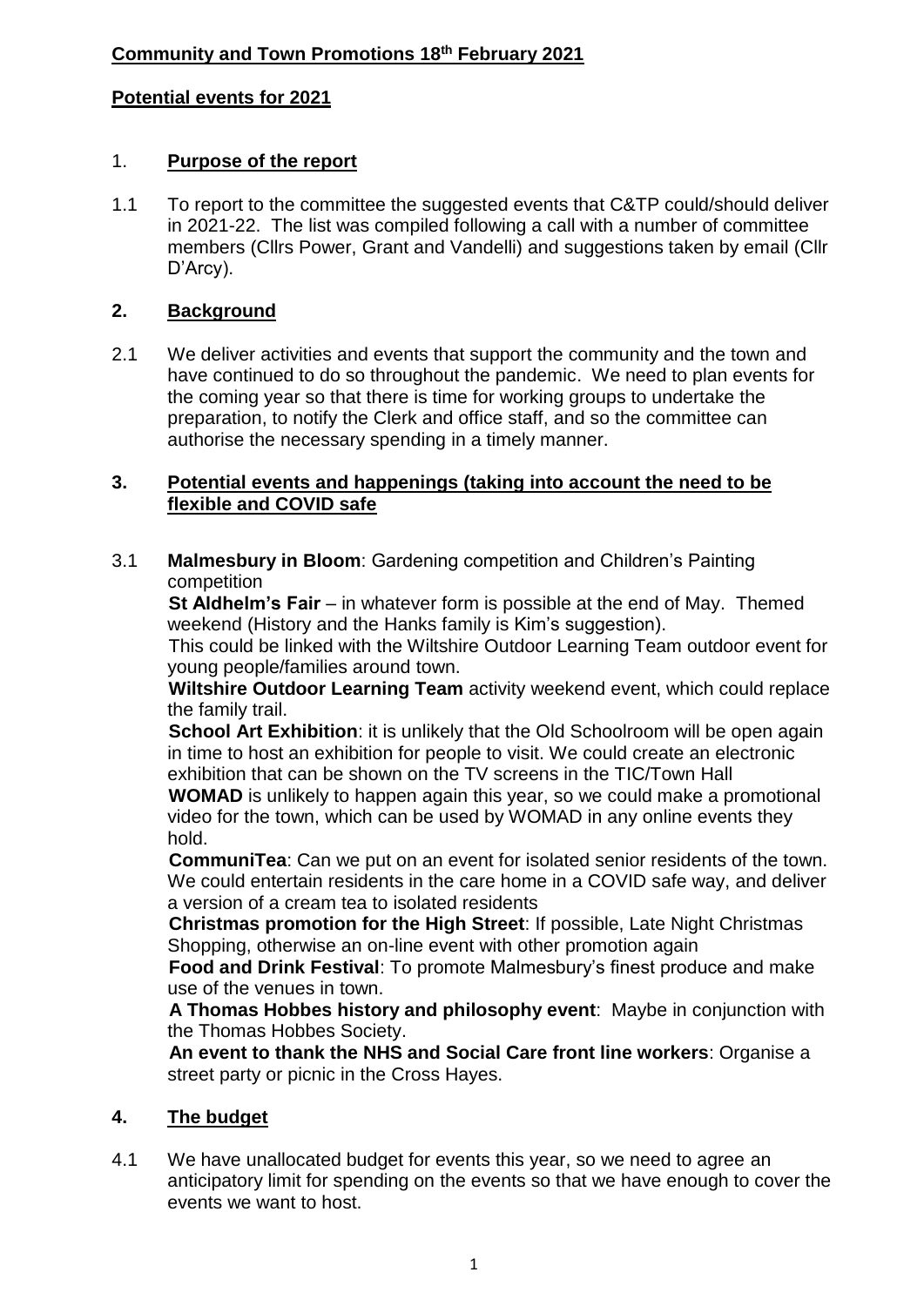**Community and Town Promotions 18th February 2021**

**Potential events for 2021**

1. **Purpose of the report**

1.1 To report to the committee the suggested events that C&TP could/should deliver in 2021-22. The list was compiled following a call with a number of committee members (Cllrs Power, Grant and Vandelli) and suggestions taken by email (Cllr D'Arcy).

**2. Background**

2.1 We deliver activities and events that support the community and the town and have continued to do so throughout the pandemic. We need to plan events for the coming year so that there is time for working groups to undertake the preparation, to notify the Clerk and office staff, and so the committee can authorise the necessary spending in a timely manner.

**3. Potential events and happenings (taking into account the need to be flexible and COVID safe**

3.1 **Malmesbury in Bloom**: Gardening competition and Children's Painting competition

**St Aldhelm's Fair** – in whatever form is possible at the end of May. Themed weekend (History and the Hanks family is Kim's suggestion).

This could be linked with the Wiltshire Outdoor Learning Team outdoor event for young people/families around town.

**Wiltshire Outdoor Learning Team** activity weekend event, which could replace the family trail.

**School Art Exhibition**: it is unlikely that the Old Schoolroom will be open again in time to host an exhibition for people to visit. We could create an electronic exhibition that can be shown on the TV screens in the TIC/Town Hall

**WOMAD** is unlikely to happen again this year, so we could make a promotional video for the town, which can be used by WOMAD in any online events they hold.

**CommuniTea**: Can we put on an event for isolated senior residents of the town. We could entertain residents in the care home in a COVID safe way, and deliver a version of a cream tea to isolated residents

**Christmas promotion for the High Street**: If possible, Late Night Christmas Shopping, otherwise an on-line event with other promotion again

**Food and Drink Festival**: To promote Malmesbury's finest produce and make use of the venues in town.

**A Thomas Hobbes history and philosophy event**: Maybe in conjunction with the Thomas Hobbes Society.

**An event to thank the NHS and Social Care front line workers**: Organise a street party or picnic in the Cross Hayes.

**4. The budget**

4.1 We have unallocated budget for events this year, so we need to agree an anticipatory limit for spending on the events so that we have enough to cover the events we want to host.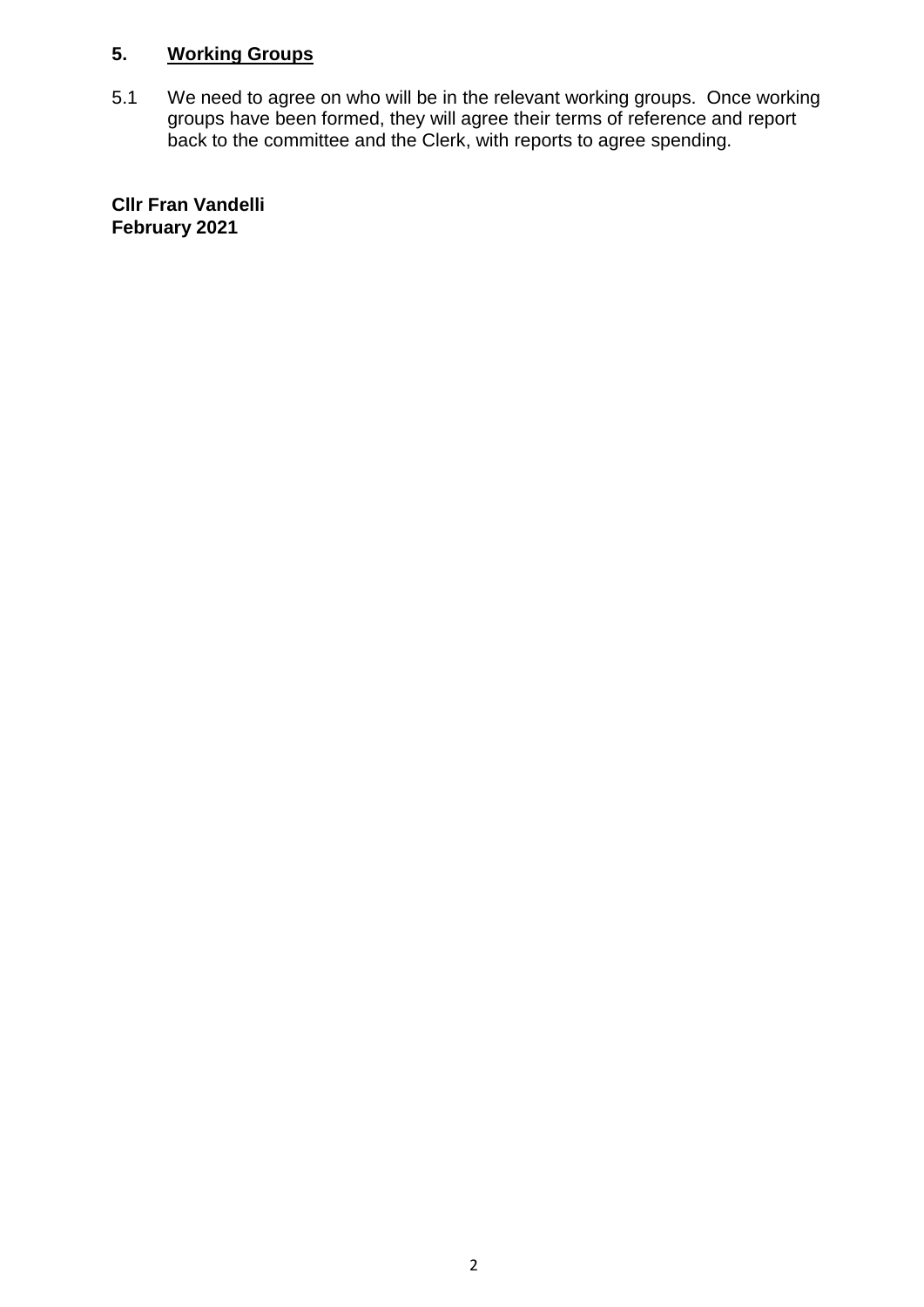## 5. Working Groups

5.1 We need to agree on who will be in the relevant working groups. Once working groups have been formed, they will agree their terms of reference and report back to the committee and the Clerk, with reports to agree spending.

**Cllr Fran Vandelli**
**February 2021**